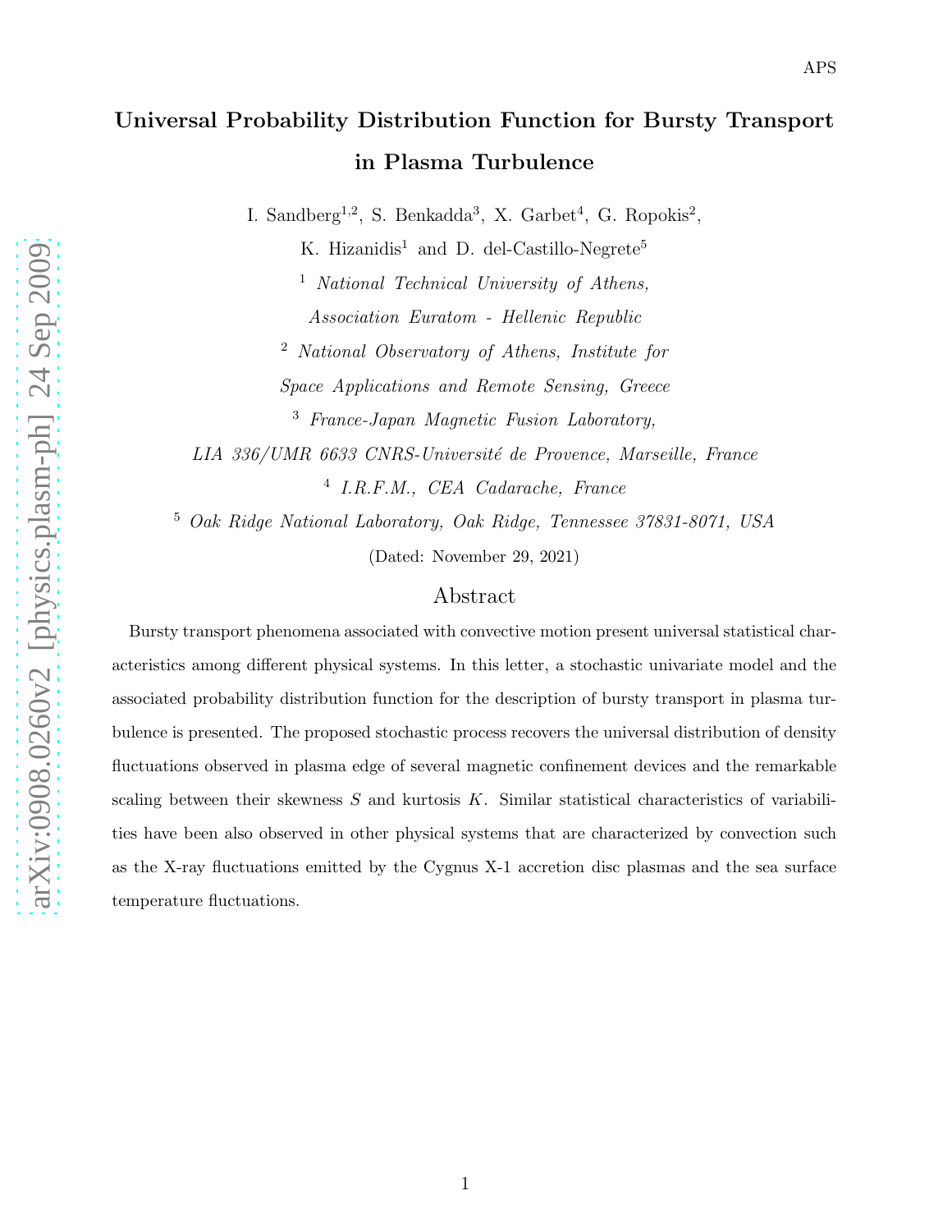# Universal Probability Distribution Function for Bursty Transport in Plasma Turbulence

I. Sandberg[1,2], S. Benkadda[3], X. Garbet[4], G. Ropokis[2],

K. Hizanidis[1] and D. del-Castillo-Negrete[5]

[1] *National Technical University of Athens, Association Euratom - Hellenic Republic*

[2] *National Observatory of Athens, Institute for Space Applications and Remote Sensing, Greece*

[3] *France-Japan Magnetic Fusion Laboratory, LIA 336/UMR 6633 CNRS-Université de Provence, Marseille, France*

[4] *I.R.F.M., CEA Cadarache, France*

[5] *Oak Ridge National Laboratory, Oak Ridge, Tennessee 37831-8071, USA*

(Dated: November 29, 2021)

## Abstract

Bursty transport phenomena associated with convective motion present universal statistical characteristics among different physical systems. In this letter, a stochastic univariate model and the associated probability distribution function for the description of bursty transport in plasma turbulence is presented. The proposed stochastic process recovers the universal distribution of density fluctuations observed in plasma edge of several magnetic confinement devices and the remarkable scaling between their skewness $S$ and kurtosis $K$. Similar statistical characteristics of variabilities have been also observed in other physical systems that are characterized by convection such as the X-ray fluctuations emitted by the Cygnus X-1 accretion disc plasmas and the sea surface temperature fluctuations.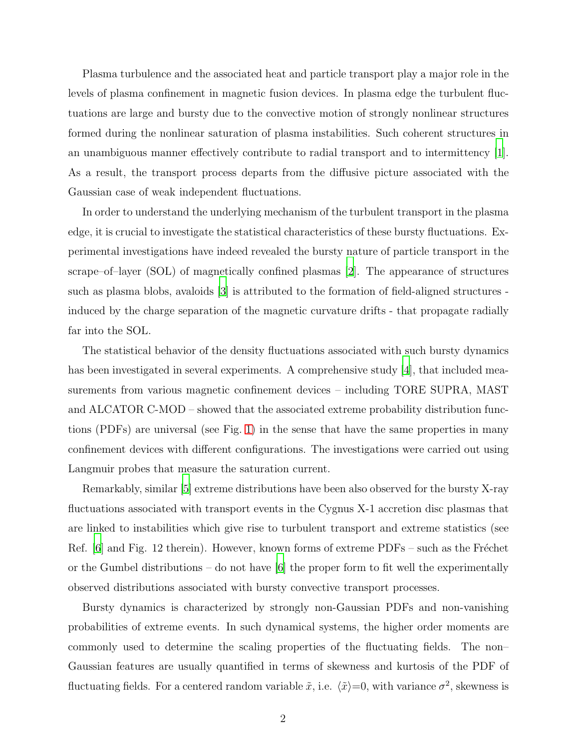Plasma turbulence and the associated heat and particle transport play a major role in the levels of plasma confinement in magnetic fusion devices. In plasma edge the turbulent fluctuations are large and bursty due to the convective motion of strongly nonlinear structures formed during the nonlinear saturation of plasma instabilities. Such coherent structures in an unambiguous manner effectively contribute to radial transport and to intermittency [1]. As a result, the transport process departs from the diffusive picture associated with the Gaussian case of weak independent fluctuations.

In order to understand the underlying mechanism of the turbulent transport in the plasma edge, it is crucial to investigate the statistical characteristics of these bursty fluctuations. Experimental investigations have indeed revealed the bursty nature of particle transport in the scrape–of–layer (SOL) of magnetically confined plasmas [2]. The appearance of structures such as plasma blobs, avaloids [3] is attributed to the formation of field-aligned structures - induced by the charge separation of the magnetic curvature drifts - that propagate radially far into the SOL.

The statistical behavior of the density fluctuations associated with such bursty dynamics has been investigated in several experiments. A comprehensive study [4], that included measurements from various magnetic confinement devices – including TORE SUPRA, MAST and ALCATOR C-MOD – showed that the associated extreme probability distribution functions (PDFs) are universal (see Fig. 1) in the sense that have the same properties in many confinement devices with different configurations. The investigations were carried out using Langmuir probes that measure the saturation current.

Remarkably, similar [5] extreme distributions have been also observed for the bursty X-ray fluctuations associated with transport events in the Cygnus X-1 accretion disc plasmas that are linked to instabilities which give rise to turbulent transport and extreme statistics (see Ref. [6] and Fig. 12 therein). However, known forms of extreme PDFs – such as the Fréchet or the Gumbel distributions – do not have [6] the proper form to fit well the experimentally observed distributions associated with bursty convective transport processes.

Bursty dynamics is characterized by strongly non-Gaussian PDFs and non-vanishing probabilities of extreme events. In such dynamical systems, the higher order moments are commonly used to determine the scaling properties of the fluctuating fields. The non–Gaussian features are usually quantified in terms of skewness and kurtosis of the PDF of fluctuating fields. For a centered random variable $\tilde{x}$, i.e. $\langle\tilde{x}\rangle$=0, with variance $\sigma^2$, skewness is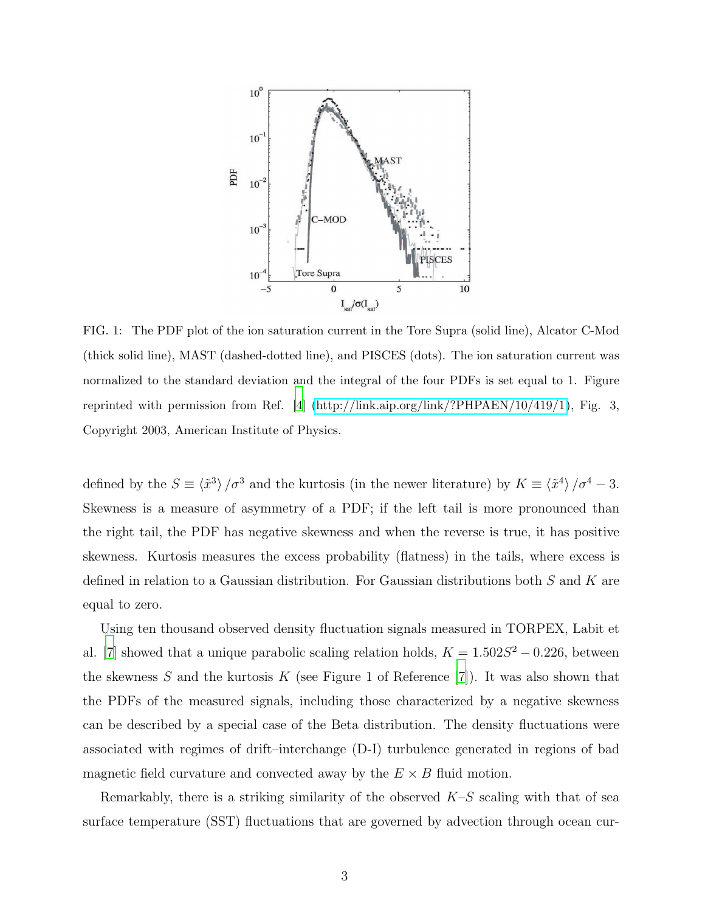FIG. 1: The PDF plot of the ion saturation current in the Tore Supra (solid line), Alcator C-Mod (thick solid line), MAST (dashed-dotted line), and PISCES (dots). The ion saturation current was normalized to the standard deviation and the integral of the four PDFs is set equal to 1. Figure reprinted with permission from Ref. [4] (http://link.aip.org/link/?PHPAEN/10/419/1), Fig. 3, Copyright 2003, American Institute of Physics.

defined by the $S \equiv \langle \tilde{x}^3 \rangle / \sigma^3$ and the kurtosis (in the newer literature) by $K \equiv \langle \tilde{x}^4 \rangle / \sigma^4 - 3$. Skewness is a measure of asymmetry of a PDF; if the left tail is more pronounced than the right tail, the PDF has negative skewness and when the reverse is true, it has positive skewness. Kurtosis measures the excess probability (flatness) in the tails, where excess is defined in relation to a Gaussian distribution. For Gaussian distributions both $S$ and $K$ are equal to zero.

Using ten thousand observed density fluctuation signals measured in TORPEX, Labit et al. [7] showed that a unique parabolic scaling relation holds, $K = 1.502S^2 - 0.226$, between the skewness $S$ and the kurtosis $K$ (see Figure 1 of Reference [7]). It was also shown that the PDFs of the measured signals, including those characterized by a negative skewness can be described by a special case of the Beta distribution. The density fluctuations were associated with regimes of drift–interchange (D-I) turbulence generated in regions of bad magnetic field curvature and convected away by the $E \times B$ fluid motion.

Remarkably, there is a striking similarity of the observed $K$–$S$ scaling with that of sea surface temperature (SST) fluctuations that are governed by advection through ocean cur-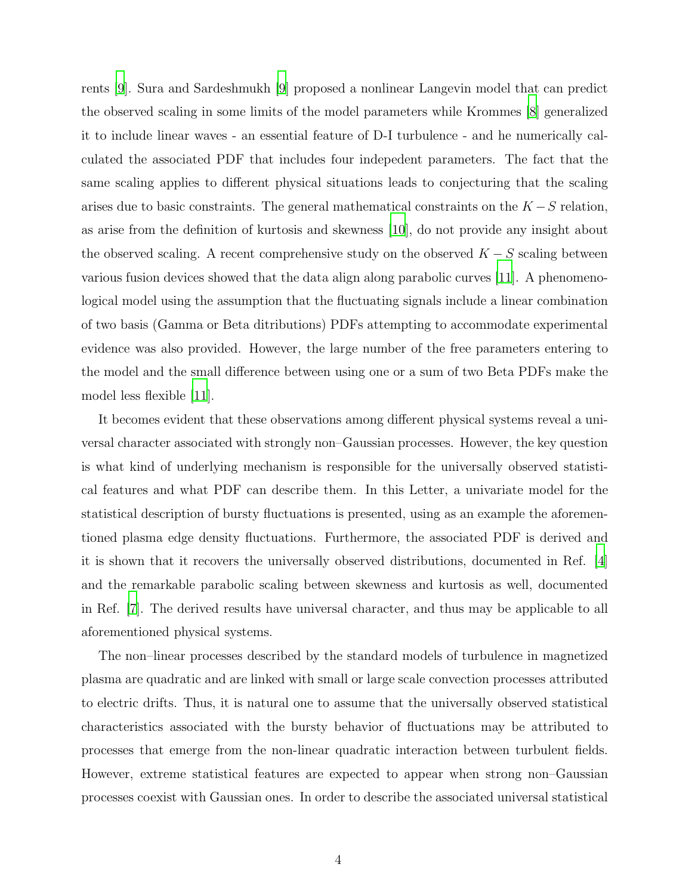rents [9]. Sura and Sardeshmukh [9] proposed a nonlinear Langevin model that can predict the observed scaling in some limits of the model parameters while Krommes [8] generalized it to include linear waves - an essential feature of D-I turbulence - and he numerically calculated the associated PDF that includes four indepedent parameters. The fact that the same scaling applies to different physical situations leads to conjecturing that the scaling arises due to basic constraints. The general mathematical constraints on the $K-S$ relation, as arise from the definition of kurtosis and skewness [10], do not provide any insight about the observed scaling. A recent comprehensive study on the observed $K-S$ scaling between various fusion devices showed that the data align along parabolic curves [11]. A phenomenological model using the assumption that the fluctuating signals include a linear combination of two basis (Gamma or Beta ditributions) PDFs attempting to accommodate experimental evidence was also provided. However, the large number of the free parameters entering to the model and the small difference between using one or a sum of two Beta PDFs make the model less flexible [11].

It becomes evident that these observations among different physical systems reveal a universal character associated with strongly non–Gaussian processes. However, the key question is what kind of underlying mechanism is responsible for the universally observed statistical features and what PDF can describe them. In this Letter, a univariate model for the statistical description of bursty fluctuations is presented, using as an example the aforementioned plasma edge density fluctuations. Furthermore, the associated PDF is derived and it is shown that it recovers the universally observed distributions, documented in Ref. [4] and the remarkable parabolic scaling between skewness and kurtosis as well, documented in Ref. [7]. The derived results have universal character, and thus may be applicable to all aforementioned physical systems.

The non–linear processes described by the standard models of turbulence in magnetized plasma are quadratic and are linked with small or large scale convection processes attributed to electric drifts. Thus, it is natural one to assume that the universally observed statistical characteristics associated with the bursty behavior of fluctuations may be attributed to processes that emerge from the non-linear quadratic interaction between turbulent fields. However, extreme statistical features are expected to appear when strong non–Gaussian processes coexist with Gaussian ones. In order to describe the associated universal statistical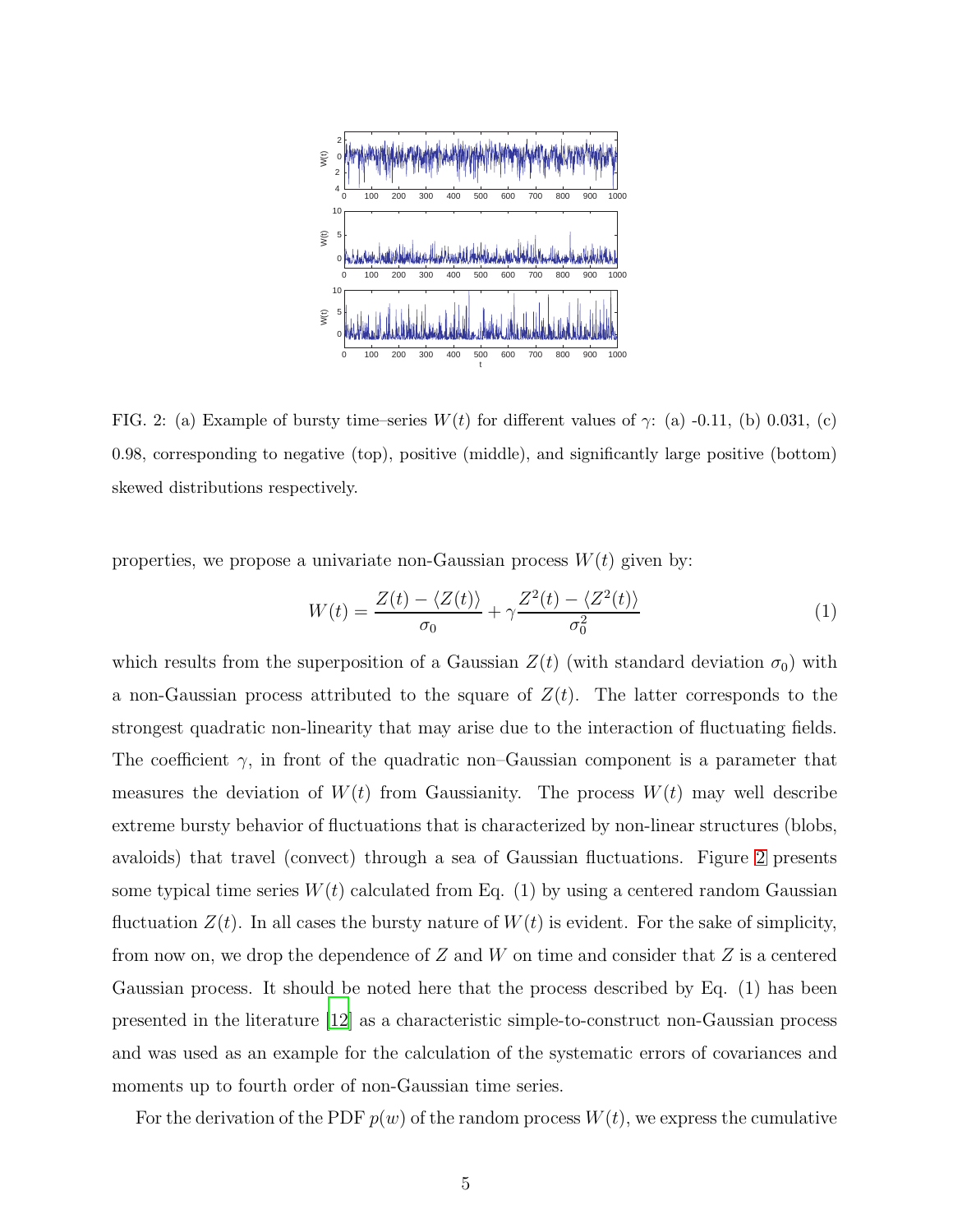FIG. 2: (a) Example of bursty time–series $W(t)$ for different values of $\gamma$: (a) -0.11, (b) 0.031, (c) 0.98, corresponding to negative (top), positive (middle), and significantly large positive (bottom) skewed distributions respectively.

properties, we propose a univariate non-Gaussian process $W(t)$ given by:

$$W(t) = \frac{Z(t) - \langle Z(t) \rangle}{\sigma_0} + \gamma \frac{Z^2(t) - \langle Z^2(t) \rangle}{\sigma_0^2} \tag{1}$$

which results from the superposition of a Gaussian $Z(t)$ (with standard deviation $\sigma_0$) with a non-Gaussian process attributed to the square of $Z(t)$. The latter corresponds to the strongest quadratic non-linearity that may arise due to the interaction of fluctuating fields. The coefficient $\gamma$, in front of the quadratic non–Gaussian component is a parameter that measures the deviation of $W(t)$ from Gaussianity. The process $W(t)$ may well describe extreme bursty behavior of fluctuations that is characterized by non-linear structures (blobs, avaloids) that travel (convect) through a sea of Gaussian fluctuations. Figure 2 presents some typical time series $W(t)$ calculated from Eq. (1) by using a centered random Gaussian fluctuation $Z(t)$. In all cases the bursty nature of $W(t)$ is evident. For the sake of simplicity, from now on, we drop the dependence of $Z$ and $W$ on time and consider that $Z$ is a centered Gaussian process. It should be noted here that the process described by Eq. (1) has been presented in the literature [12] as a characteristic simple-to-construct non-Gaussian process and was used as an example for the calculation of the systematic errors of covariances and moments up to fourth order of non-Gaussian time series.

For the derivation of the PDF $p(w)$ of the random process $W(t)$, we express the cumulative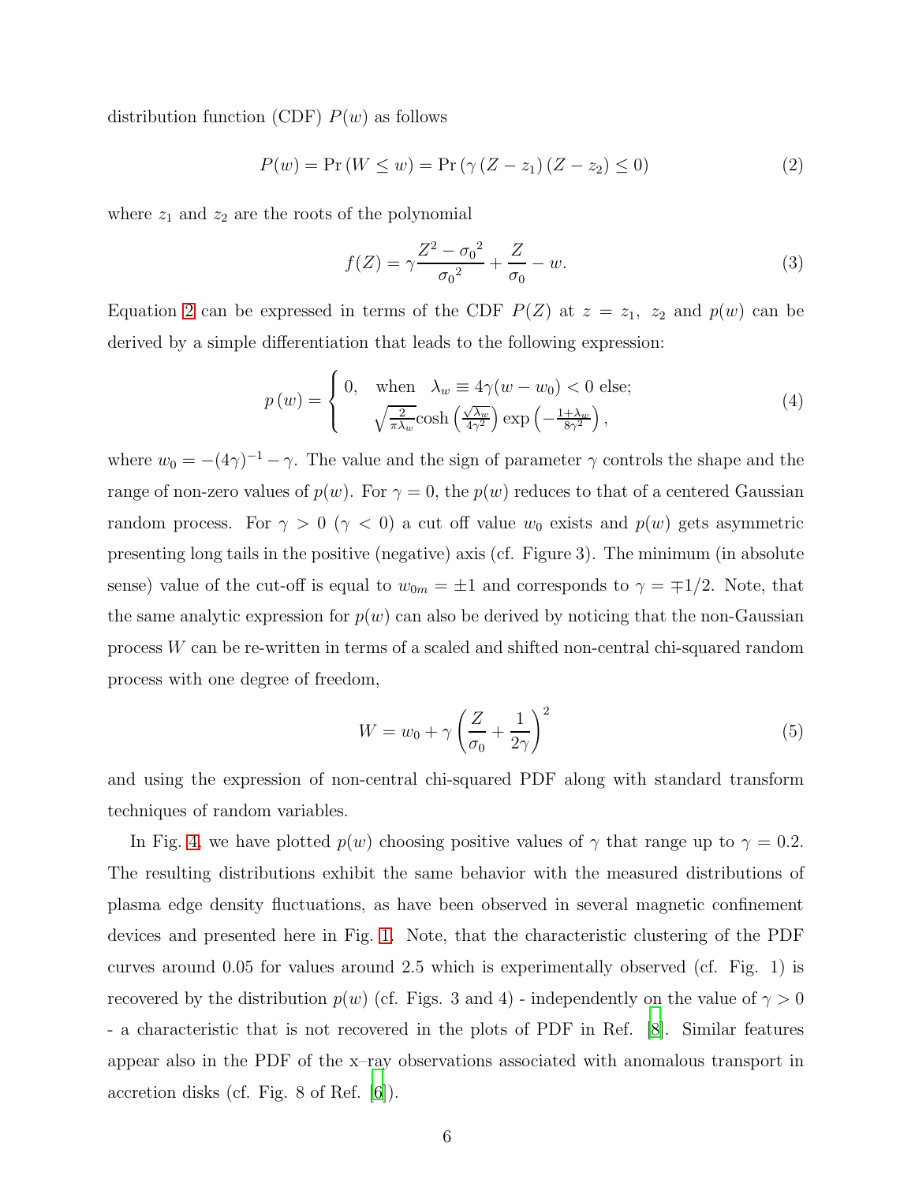distribution function (CDF) $P(w)$ as follows

$$P(w) = \Pr\left(W \leq w\right) = \Pr\left(\gamma\left(Z - z_1\right)\left(Z - z_2\right) \leq 0\right) \tag{2}$$

where $z_1$ and $z_2$ are the roots of the polynomial

$$f(Z) = \gamma \frac{Z^2 - {\sigma_0}^2}{{\sigma_0}^2} + \frac{Z}{\sigma_0} - w. \tag{3}$$

Equation 2 can be expressed in terms of the CDF $P(Z)$ at $z = z_1,\ z_2$ and $p(w)$ can be derived by a simple differentiation that leads to the following expression:

$$p\left(w\right) = \begin{cases} 0, & \text{when} \quad \lambda_w \equiv 4\gamma(w - w_0) < 0 \text{ else;} \\ \sqrt{\frac{2}{\pi\lambda_w}}\cosh\left(\frac{\sqrt{\lambda_w}}{4\gamma^2}\right)\exp\left(-\frac{1+\lambda_w}{8\gamma^2}\right), & \end{cases} \tag{4}$$

where $w_0 = -(4\gamma)^{-1} - \gamma$. The value and the sign of parameter $\gamma$ controls the shape and the range of non-zero values of $p(w)$. For $\gamma = 0$, the $p(w)$ reduces to that of a centered Gaussian random process. For $\gamma > 0$ ($\gamma < 0$) a cut off value $w_0$ exists and $p(w)$ gets asymmetric presenting long tails in the positive (negative) axis (cf. Figure 3). The minimum (in absolute sense) value of the cut-off is equal to $w_{0m} = \pm 1$ and corresponds to $\gamma = \mp 1/2$. Note, that the same analytic expression for $p(w)$ can also be derived by noticing that the non-Gaussian process $W$ can be re-written in terms of a scaled and shifted non-central chi-squared random process with one degree of freedom,

$$W = w_0 + \gamma\left(\frac{Z}{\sigma_0} + \frac{1}{2\gamma}\right)^2 \tag{5}$$

and using the expression of non-central chi-squared PDF along with standard transform techniques of random variables.

In Fig. 4, we have plotted $p(w)$ choosing positive values of $\gamma$ that range up to $\gamma = 0.2$. The resulting distributions exhibit the same behavior with the measured distributions of plasma edge density fluctuations, as have been observed in several magnetic confinement devices and presented here in Fig. 1. Note, that the characteristic clustering of the PDF curves around 0.05 for values around 2.5 which is experimentally observed (cf. Fig. 1) is recovered by the distribution $p(w)$ (cf. Figs. 3 and 4) - independently on the value of $\gamma > 0$ - a characteristic that is not recovered in the plots of PDF in Ref. [8]. Similar features appear also in the PDF of the x–ray observations associated with anomalous transport in accretion disks (cf. Fig. 8 of Ref. [6]).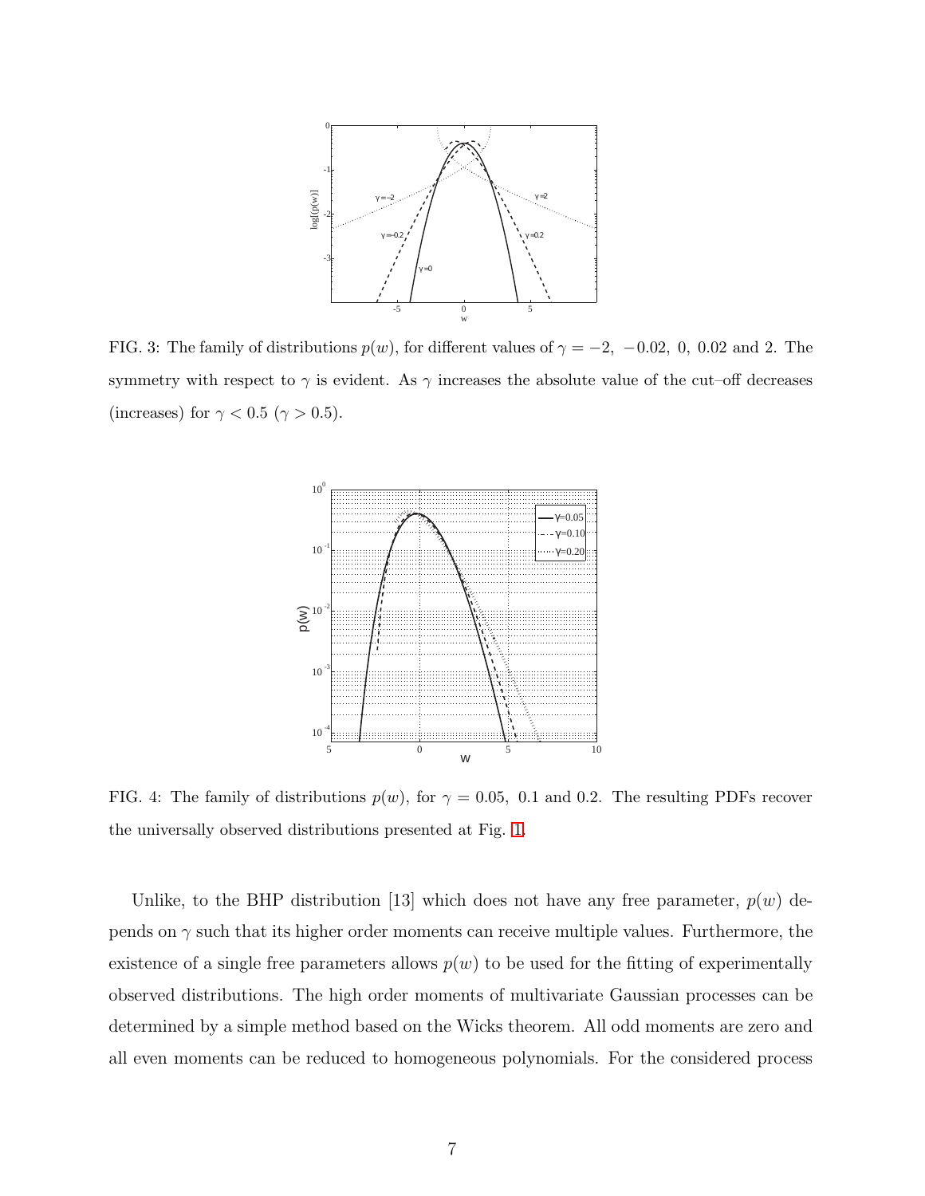FIG. 3: The family of distributions $p(w)$, for different values of $\gamma = -2,\ -0.02,\ 0,\ 0.02$ and $2$. The symmetry with respect to $\gamma$ is evident. As $\gamma$ increases the absolute value of the cut–off decreases (increases) for $\gamma < 0.5$ ($\gamma > 0.5$).

FIG. 4: The family of distributions $p(w)$, for $\gamma = 0.05,\ 0.1$ and $0.2$. The resulting PDFs recover the universally observed distributions presented at Fig. 1.

Unlike, to the BHP distribution [13] which does not have any free parameter, $p(w)$ depends on $\gamma$ such that its higher order moments can receive multiple values. Furthermore, the existence of a single free parameters allows $p(w)$ to be used for the fitting of experimentally observed distributions. The high order moments of multivariate Gaussian processes can be determined by a simple method based on the Wicks theorem. All odd moments are zero and all even moments can be reduced to homogeneous polynomials. For the considered process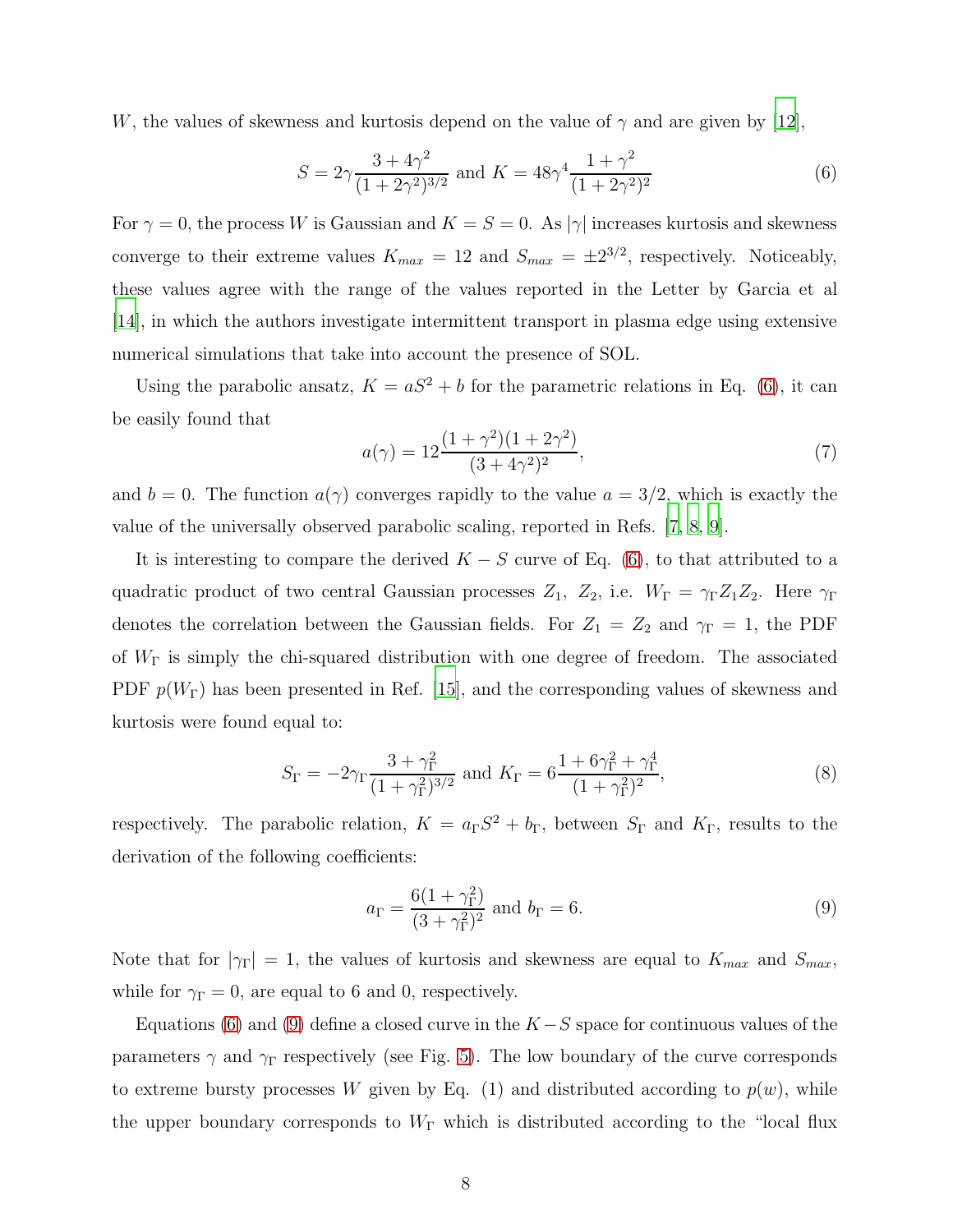$W$, the values of skewness and kurtosis depend on the value of $\gamma$ and are given by [12],

$$S = 2\gamma \frac{3+4\gamma^2}{(1+2\gamma^2)^{3/2}} \text{ and } K = 48\gamma^4 \frac{1+\gamma^2}{(1+2\gamma^2)^2} \tag{6}$$

For $\gamma = 0$, the process $W$ is Gaussian and $K = S = 0$. As $|\gamma|$ increases kurtosis and skewness converge to their extreme values $K_{max} = 12$ and $S_{max} = \pm 2^{3/2}$, respectively. Noticeably, these values agree with the range of the values reported in the Letter by Garcia et al [14], in which the authors investigate intermittent transport in plasma edge using extensive numerical simulations that take into account the presence of SOL.

Using the parabolic ansatz, $K = aS^2 + b$ for the parametric relations in Eq. (6), it can be easily found that

$$a(\gamma) = 12\frac{(1+\gamma^2)(1+2\gamma^2)}{(3+4\gamma^2)^2}, \tag{7}$$

and $b = 0$. The function $a(\gamma)$ converges rapidly to the value $a = 3/2$, which is exactly the value of the universally observed parabolic scaling, reported in Refs. [7, 8, 9].

It is interesting to compare the derived $K - S$ curve of Eq. (6), to that attributed to a quadratic product of two central Gaussian processes $Z_1$, $Z_2$, i.e. $W_\Gamma = \gamma_\Gamma Z_1 Z_2$. Here $\gamma_\Gamma$ denotes the correlation between the Gaussian fields. For $Z_1 = Z_2$ and $\gamma_\Gamma = 1$, the PDF of $W_\Gamma$ is simply the chi-squared distribution with one degree of freedom. The associated PDF $p(W_\Gamma)$ has been presented in Ref. [15], and the corresponding values of skewness and kurtosis were found equal to:

$$S_\Gamma = -2\gamma_\Gamma \frac{3+\gamma_\Gamma^2}{(1+\gamma_\Gamma^2)^{3/2}} \text{ and } K_\Gamma = 6\frac{1+6\gamma_\Gamma^2+\gamma_\Gamma^4}{(1+\gamma_\Gamma^2)^2}, \tag{8}$$

respectively. The parabolic relation, $K = a_\Gamma S^2 + b_\Gamma$, between $S_\Gamma$ and $K_\Gamma$, results to the derivation of the following coefficients:

$$a_\Gamma = \frac{6(1+\gamma_\Gamma^2)}{(3+\gamma_\Gamma^2)^2} \text{ and } b_\Gamma = 6. \tag{9}$$

Note that for $|\gamma_\Gamma| = 1$, the values of kurtosis and skewness are equal to $K_{max}$ and $S_{max}$, while for $\gamma_\Gamma = 0$, are equal to 6 and 0, respectively.

Equations (6) and (9) define a closed curve in the $K - S$ space for continuous values of the parameters $\gamma$ and $\gamma_\Gamma$ respectively (see Fig. 5). The low boundary of the curve corresponds to extreme bursty processes $W$ given by Eq. (1) and distributed according to $p(w)$, while the upper boundary corresponds to $W_\Gamma$ which is distributed according to the "local flux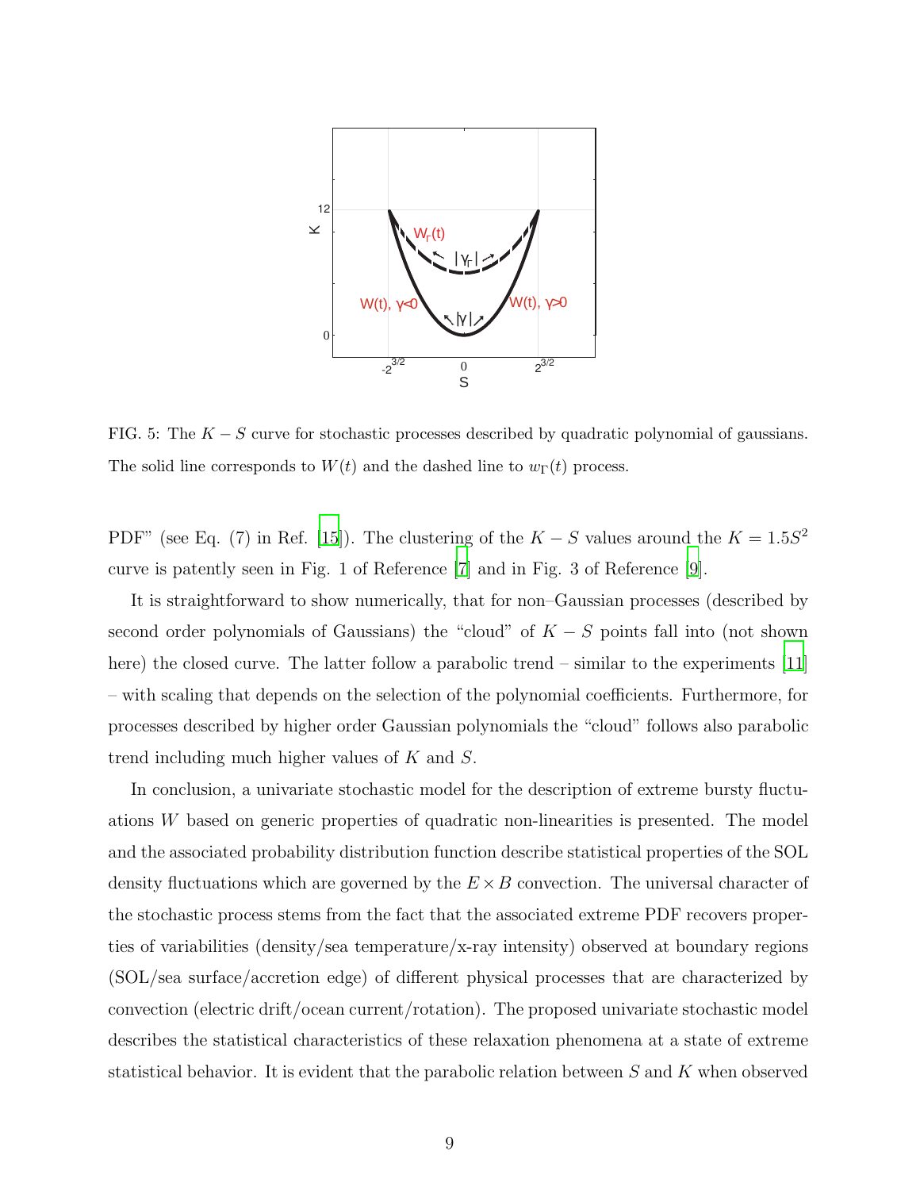FIG. 5: The $K-S$ curve for stochastic processes described by quadratic polynomial of gaussians. The solid line corresponds to $W(t)$ and the dashed line to $w_\Gamma(t)$ process.

PDF" (see Eq. (7) in Ref. [15]). The clustering of the $K-S$ values around the $K = 1.5S^2$ curve is patently seen in Fig. 1 of Reference [7] and in Fig. 3 of Reference [9].

It is straightforward to show numerically, that for non–Gaussian processes (described by second order polynomials of Gaussians) the "cloud" of $K-S$ points fall into (not shown here) the closed curve. The latter follow a parabolic trend – similar to the experiments [11] – with scaling that depends on the selection of the polynomial coefficients. Furthermore, for processes described by higher order Gaussian polynomials the "cloud" follows also parabolic trend including much higher values of $K$ and $S$.

In conclusion, a univariate stochastic model for the description of extreme bursty fluctuations $W$ based on generic properties of quadratic non-linearities is presented. The model and the associated probability distribution function describe statistical properties of the SOL density fluctuations which are governed by the $E \times B$ convection. The universal character of the stochastic process stems from the fact that the associated extreme PDF recovers properties of variabilities (density/sea temperature/x-ray intensity) observed at boundary regions (SOL/sea surface/accretion edge) of different physical processes that are characterized by convection (electric drift/ocean current/rotation). The proposed univariate stochastic model describes the statistical characteristics of these relaxation phenomena at a state of extreme statistical behavior. It is evident that the parabolic relation between $S$ and $K$ when observed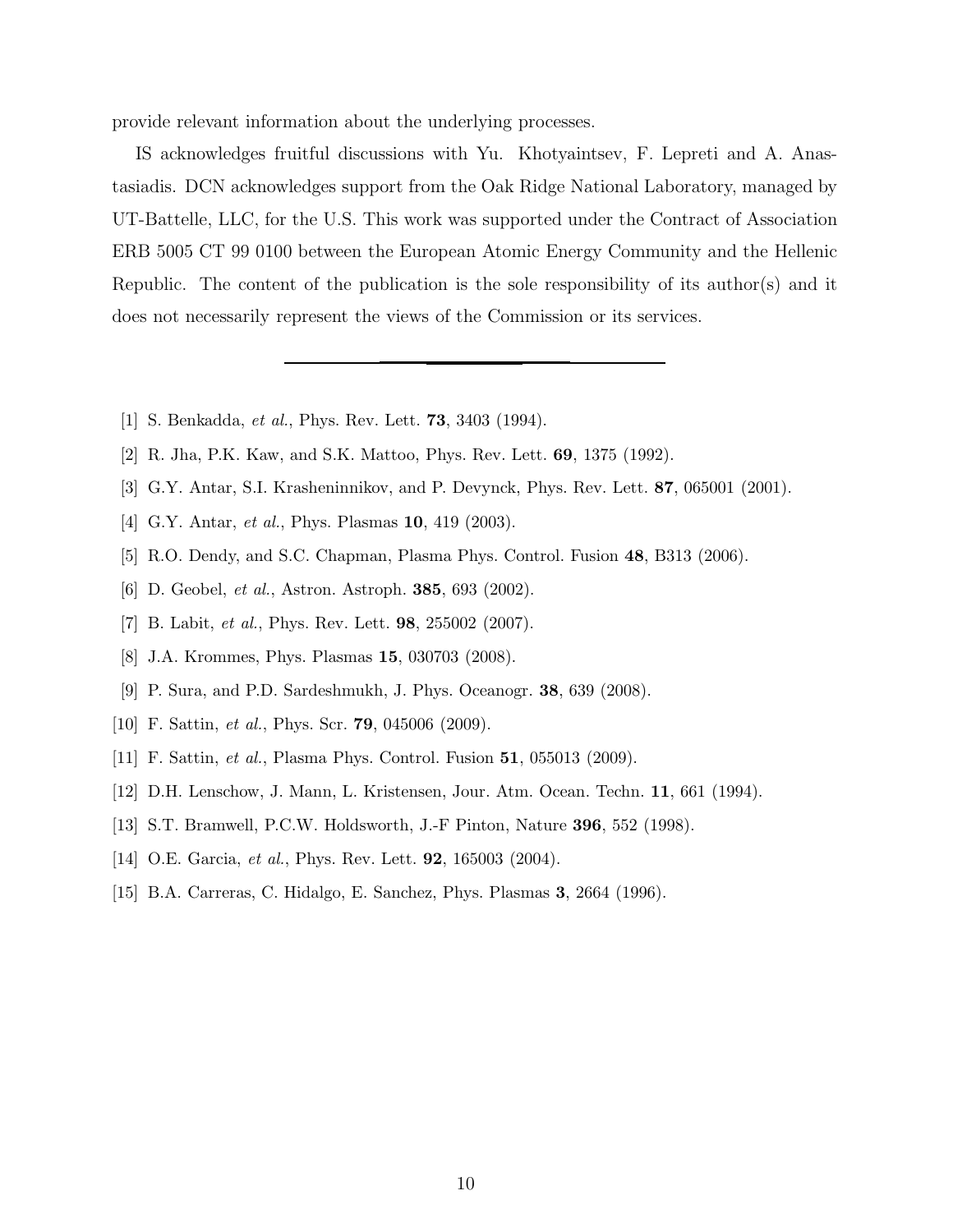provide relevant information about the underlying processes.

IS acknowledges fruitful discussions with Yu. Khotyaintsev, F. Lepreti and A. Anastasiadis. DCN acknowledges support from the Oak Ridge National Laboratory, managed by UT-Battelle, LLC, for the U.S. This work was supported under the Contract of Association ERB 5005 CT 99 0100 between the European Atomic Energy Community and the Hellenic Republic. The content of the publication is the sole responsibility of its author(s) and it does not necessarily represent the views of the Commission or its services.

---

[1] S. Benkadda, *et al.*, Phys. Rev. Lett. **73**, 3403 (1994).

[2] R. Jha, P.K. Kaw, and S.K. Mattoo, Phys. Rev. Lett. **69**, 1375 (1992).

[3] G.Y. Antar, S.I. Krasheninnikov, and P. Devynck, Phys. Rev. Lett. **87**, 065001 (2001).

[4] G.Y. Antar, *et al.*, Phys. Plasmas **10**, 419 (2003).

[5] R.O. Dendy, and S.C. Chapman, Plasma Phys. Control. Fusion **48**, B313 (2006).

[6] D. Geobel, *et al.*, Astron. Astroph. **385**, 693 (2002).

[7] B. Labit, *et al.*, Phys. Rev. Lett. **98**, 255002 (2007).

[8] J.A. Krommes, Phys. Plasmas **15**, 030703 (2008).

[9] P. Sura, and P.D. Sardeshmukh, J. Phys. Oceanogr. **38**, 639 (2008).

[10] F. Sattin, *et al.*, Phys. Scr. **79**, 045006 (2009).

[11] F. Sattin, *et al.*, Plasma Phys. Control. Fusion **51**, 055013 (2009).

[12] D.H. Lenschow, J. Mann, L. Kristensen, Jour. Atm. Ocean. Techn. **11**, 661 (1994).

[13] S.T. Bramwell, P.C.W. Holdsworth, J.-F Pinton, Nature **396**, 552 (1998).

[14] O.E. Garcia, *et al.*, Phys. Rev. Lett. **92**, 165003 (2004).

[15] B.A. Carreras, C. Hidalgo, E. Sanchez, Phys. Plasmas **3**, 2664 (1996).